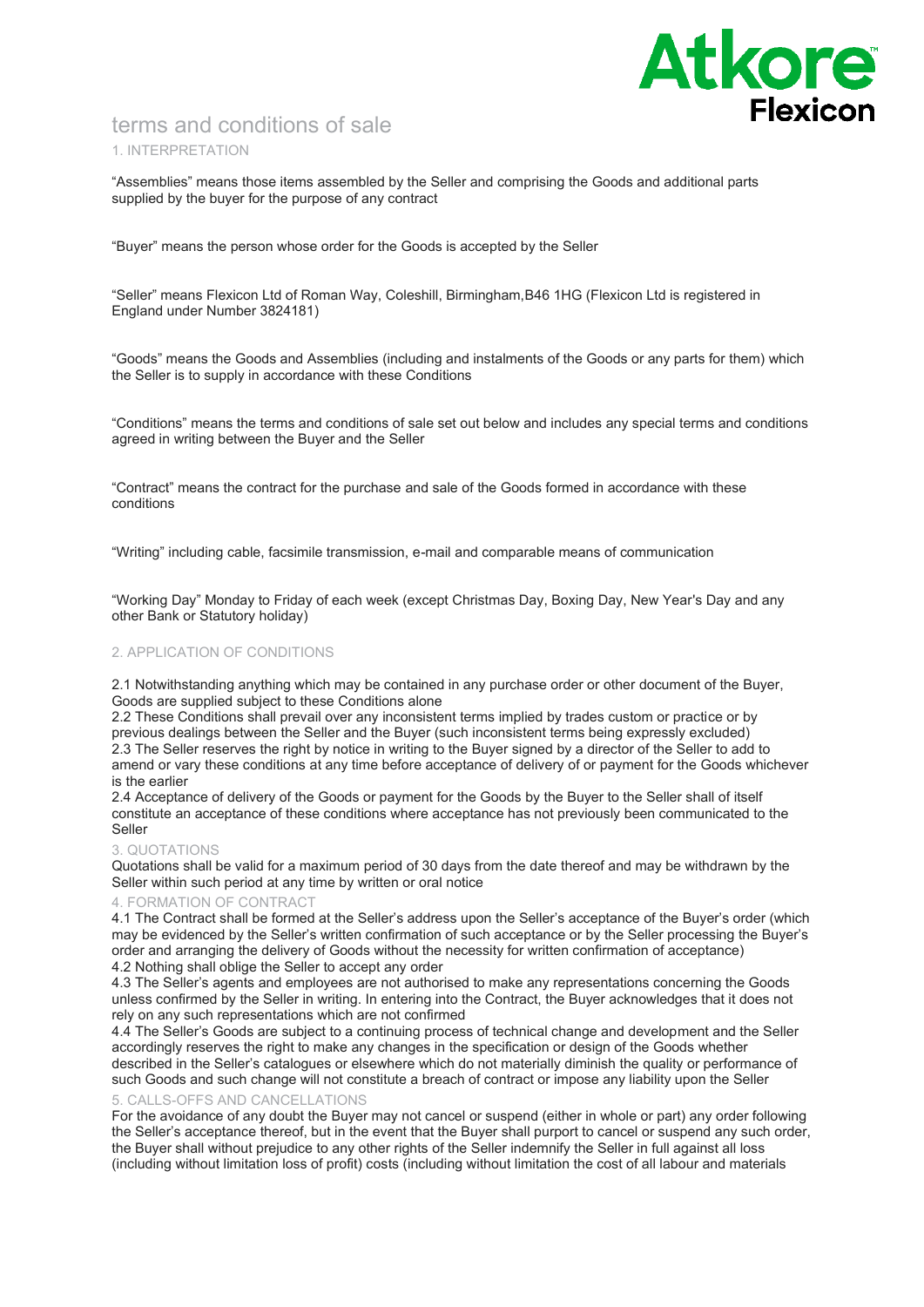# terms and conditions of sale

## 1. INTERPRETATION

"Assemblies" means those items assembled by the Seller and comprising the Goods and additional parts supplied by the buyer for the purpose of any contract

"Buyer" means the person whose order for the Goods is accepted by the Seller

"Seller" means Flexicon Ltd of Roman Way, Coleshill, Birmingham,B46 1HG (Flexicon Ltd is registered in England under Number 3824181)

"Goods" means the Goods and Assemblies (including and instalments of the Goods or any parts for them) which the Seller is to supply in accordance with these Conditions

"Conditions" means the terms and conditions of sale set out below and includes any special terms and conditions agreed in writing between the Buyer and the Seller

"Contract" means the contract for the purchase and sale of the Goods formed in accordance with these conditions

"Writing" including cable, facsimile transmission, e-mail and comparable means of communication

"Working Day" Monday to Friday of each week (except Christmas Day, Boxing Day, New Year's Day and any other Bank or Statutory holiday)

## 2. APPLICATION OF CONDITIONS

2.1 Notwithstanding anything which may be contained in any purchase order or other document of the Buyer, Goods are supplied subject to these Conditions alone

2.2 These Conditions shall prevail over any inconsistent terms implied by trades custom or practice or by previous dealings between the Seller and the Buyer (such inconsistent terms being expressly excluded)

2.3 The Seller reserves the right by notice in writing to the Buyer signed by a director of the Seller to add to amend or vary these conditions at any time before acceptance of delivery of or payment for the Goods whichever is the earlier

2.4 Acceptance of delivery of the Goods or payment for the Goods by the Buyer to the Seller shall of itself constitute an acceptance of these conditions where acceptance has not previously been communicated to the Seller

## 3. QUOTATIONS

Quotations shall be valid for a maximum period of 30 days from the date thereof and may be withdrawn by the Seller within such period at any time by written or oral notice

## 4. FORMATION OF CONTRACT

4.1 The Contract shall be formed at the Seller's address upon the Seller's acceptance of the Buyer's order (which may be evidenced by the Seller's written confirmation of such acceptance or by the Seller processing the Buyer's order and arranging the delivery of Goods without the necessity for written confirmation of acceptance)

4.2 Nothing shall oblige the Seller to accept any order

4.3 The Seller's agents and employees are not authorised to make any representations concerning the Goods unless confirmed by the Seller in writing. In entering into the Contract, the Buyer acknowledges that it does not rely on any such representations which are not confirmed

4.4 The Seller's Goods are subject to a continuing process of technical change and development and the Seller accordingly reserves the right to make any changes in the specification or design of the Goods whether described in the Seller's catalogues or elsewhere which do not materially diminish the quality or performance of such Goods and such change will not constitute a breach of contract or impose any liability upon the Seller

## 5. CALLS-OFFS AND CANCELLATIONS

For the avoidance of any doubt the Buyer may not cancel or suspend (either in whole or part) any order following the Seller's acceptance thereof, but in the event that the Buyer shall purport to cancel or suspend any such order, the Buyer shall without prejudice to any other rights of the Seller indemnify the Seller in full against all loss (including without limitation loss of profit) costs (including without limitation the cost of all labour and materials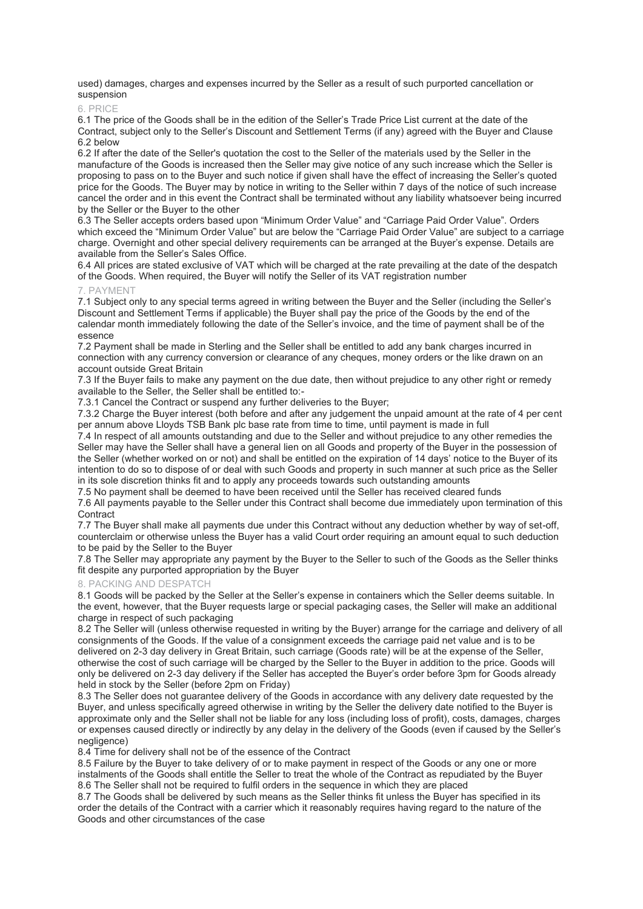used) damages, charges and expenses incurred by the Seller as a result of such purported cancellation or suspension

## 6. PRICE

6.1 The price of the Goods shall be in the edition of the Seller's Trade Price List current at the date of the Contract, subject only to the Seller's Discount and Settlement Terms (if any) agreed with the Buyer and Clause 6.2 below

6.2 If after the date of the Seller's quotation the cost to the Seller of the materials used by the Seller in the manufacture of the Goods is increased then the Seller may give notice of any such increase which the Seller is proposing to pass on to the Buyer and such notice if given shall have the effect of increasing the Seller's quoted price for the Goods. The Buyer may by notice in writing to the Seller within 7 days of the notice of such increase cancel the order and in this event the Contract shall be terminated without any liability whatsoever being incurred by the Seller or the Buyer to the other

6.3 The Seller accepts orders based upon "Minimum Order Value" and "Carriage Paid Order Value". Orders which exceed the "Minimum Order Value" but are below the "Carriage Paid Order Value" are subject to a carriage charge. Overnight and other special delivery requirements can be arranged at the Buyer's expense. Details are available from the Seller's Sales Office.

6.4 All prices are stated exclusive of VAT which will be charged at the rate prevailing at the date of the despatch of the Goods. When required, the Buyer will notify the Seller of its VAT registration number

## 7. PAYMENT

7.1 Subject only to any special terms agreed in writing between the Buyer and the Seller (including the Seller's Discount and Settlement Terms if applicable) the Buyer shall pay the price of the Goods by the end of the calendar month immediately following the date of the Seller's invoice, and the time of payment shall be of the essence

7.2 Payment shall be made in Sterling and the Seller shall be entitled to add any bank charges incurred in connection with any currency conversion or clearance of any cheques, money orders or the like drawn on an account outside Great Britain

7.3 If the Buyer fails to make any payment on the due date, then without prejudice to any other right or remedy available to the Seller, the Seller shall be entitled to:-

7.3.1 Cancel the Contract or suspend any further deliveries to the Buyer;

7.3.2 Charge the Buyer interest (both before and after any judgement the unpaid amount at the rate of 4 per cent per annum above Lloyds TSB Bank plc base rate from time to time, until payment is made in full

7.4 In respect of all amounts outstanding and due to the Seller and without prejudice to any other remedies the Seller may have the Seller shall have a general lien on all Goods and property of the Buyer in the possession of the Seller (whether worked on or not) and shall be entitled on the expiration of 14 days' notice to the Buyer of its intention to do so to dispose of or deal with such Goods and property in such manner at such price as the Seller in its sole discretion thinks fit and to apply any proceeds towards such outstanding amounts

7.5 No payment shall be deemed to have been received until the Seller has received cleared funds

7.6 All payments payable to the Seller under this Contract shall become due immediately upon termination of this Contract

7.7 The Buyer shall make all payments due under this Contract without any deduction whether by way of set-off, counterclaim or otherwise unless the Buyer has a valid Court order requiring an amount equal to such deduction to be paid by the Seller to the Buyer

7.8 The Seller may appropriate any payment by the Buyer to the Seller to such of the Goods as the Seller thinks fit despite any purported appropriation by the Buyer

## 8. PACKING AND DESPATCH

8.1 Goods will be packed by the Seller at the Seller's expense in containers which the Seller deems suitable. In the event, however, that the Buyer requests large or special packaging cases, the Seller will make an additional charge in respect of such packaging

8.2 The Seller will (unless otherwise requested in writing by the Buyer) arrange for the carriage and delivery of all consignments of the Goods. If the value of a consignment exceeds the carriage paid net value and is to be delivered on 2-3 day delivery in Great Britain, such carriage (Goods rate) will be at the expense of the Seller, otherwise the cost of such carriage will be charged by the Seller to the Buyer in addition to the price. Goods will only be delivered on 2-3 day delivery if the Seller has accepted the Buyer's order before 3pm for Goods already held in stock by the Seller (before 2pm on Friday)

8.3 The Seller does not guarantee delivery of the Goods in accordance with any delivery date requested by the Buyer, and unless specifically agreed otherwise in writing by the Seller the delivery date notified to the Buyer is approximate only and the Seller shall not be liable for any loss (including loss of profit), costs, damages, charges or expenses caused directly or indirectly by any delay in the delivery of the Goods (even if caused by the Seller's negligence)

8.4 Time for delivery shall not be of the essence of the Contract

8.5 Failure by the Buyer to take delivery of or to make payment in respect of the Goods or any one or more instalments of the Goods shall entitle the Seller to treat the whole of the Contract as repudiated by the Buyer

8.6 The Seller shall not be required to fulfil orders in the sequence in which they are placed

8.7 The Goods shall be delivered by such means as the Seller thinks fit unless the Buyer has specified in its order the details of the Contract with a carrier which it reasonably requires having regard to the nature of the Goods and other circumstances of the case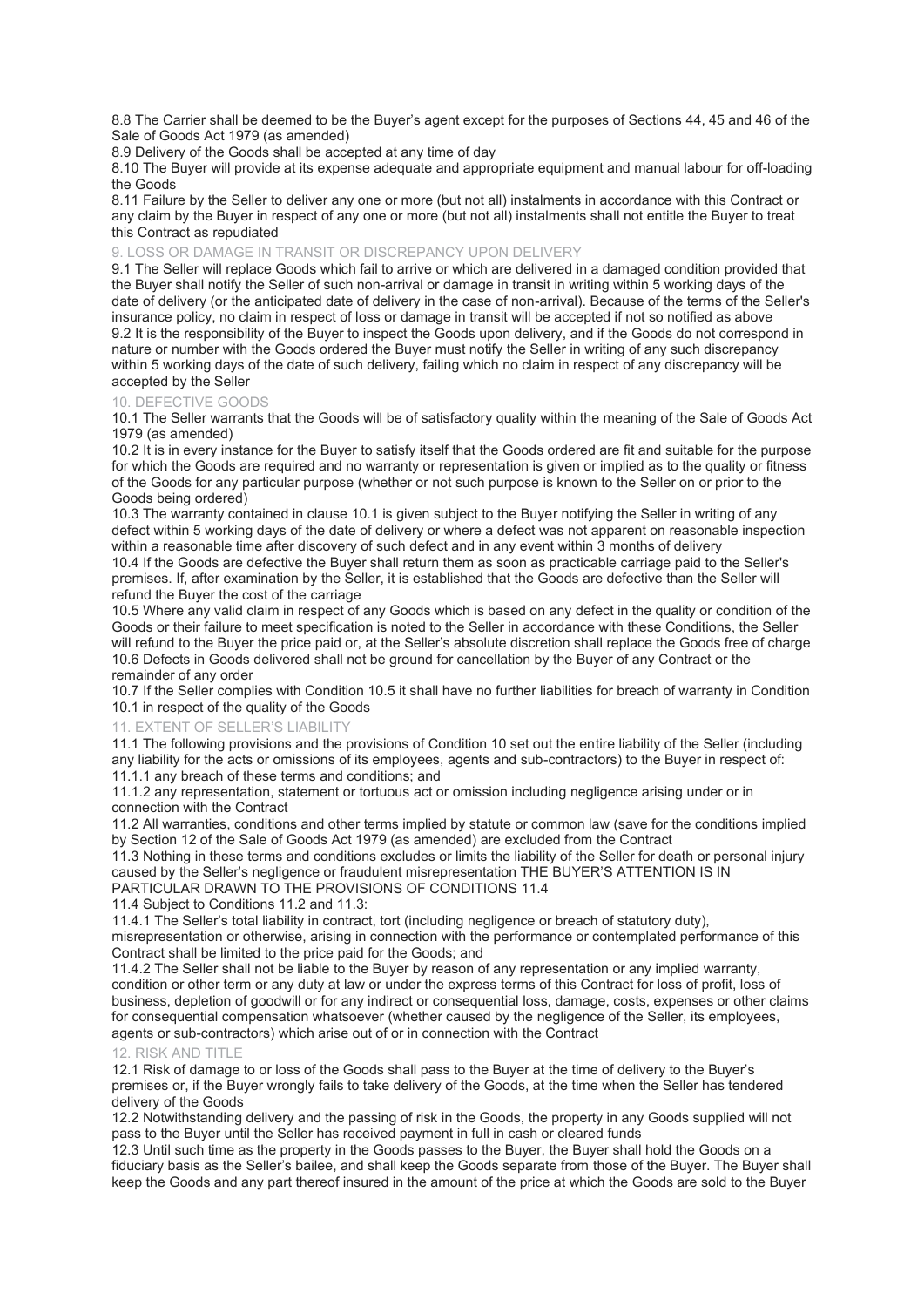8.8 The Carrier shall be deemed to be the Buyer's agent except for the purposes of Sections 44, 45 and 46 of the Sale of Goods Act 1979 (as amended)

8.9 Delivery of the Goods shall be accepted at any time of day

8.10 The Buyer will provide at its expense adequate and appropriate equipment and manual labour for off-loading the Goods

8.11 Failure by the Seller to deliver any one or more (but not all) instalments in accordance with this Contract or any claim by the Buyer in respect of any one or more (but not all) instalments shall not entitle the Buyer to treat this Contract as repudiated

## 9. LOSS OR DAMAGE IN TRANSIT OR DISCREPANCY UPON DELIVERY

9.1 The Seller will replace Goods which fail to arrive or which are delivered in a damaged condition provided that the Buyer shall notify the Seller of such non-arrival or damage in transit in writing within 5 working days of the date of delivery (or the anticipated date of delivery in the case of non-arrival). Because of the terms of the Seller's insurance policy, no claim in respect of loss or damage in transit will be accepted if not so notified as above

9.2 It is the responsibility of the Buyer to inspect the Goods upon delivery, and if the Goods do not correspond in nature or number with the Goods ordered the Buyer must notify the Seller in writing of any such discrepancy within 5 working days of the date of such delivery, failing which no claim in respect of any discrepancy will be accepted by the Seller

## 10. DEFECTIVE GOODS

10.1 The Seller warrants that the Goods will be of satisfactory quality within the meaning of the Sale of Goods Act 1979 (as amended)

10.2 It is in every instance for the Buyer to satisfy itself that the Goods ordered are fit and suitable for the purpose for which the Goods are required and no warranty or representation is given or implied as to the quality or fitness of the Goods for any particular purpose (whether or not such purpose is known to the Seller on or prior to the Goods being ordered)

10.3 The warranty contained in clause 10.1 is given subject to the Buyer notifying the Seller in writing of any defect within 5 working days of the date of delivery or where a defect was not apparent on reasonable inspection within a reasonable time after discovery of such defect and in any event within 3 months of delivery

10.4 If the Goods are defective the Buyer shall return them as soon as practicable carriage paid to the Seller's premises. If, after examination by the Seller, it is established that the Goods are defective than the Seller will refund the Buyer the cost of the carriage

10.5 Where any valid claim in respect of any Goods which is based on any defect in the quality or condition of the Goods or their failure to meet specification is noted to the Seller in accordance with these Conditions, the Seller will refund to the Buyer the price paid or, at the Seller's absolute discretion shall replace the Goods free of charge

10.6 Defects in Goods delivered shall not be ground for cancellation by the Buyer of any Contract or the remainder of any order

10.7 If the Seller complies with Condition 10.5 it shall have no further liabilities for breach of warranty in Condition 10.1 in respect of the quality of the Goods

## 11. EXTENT OF SELLER'S LIABILITY

11.1 The following provisions and the provisions of Condition 10 set out the entire liability of the Seller (including any liability for the acts or omissions of its employees, agents and sub-contractors) to the Buyer in respect of:

11.1.1 any breach of these terms and conditions; and

11.1.2 any representation, statement or tortuous act or omission including negligence arising under or in connection with the Contract

11.2 All warranties, conditions and other terms implied by statute or common law (save for the conditions implied by Section 12 of the Sale of Goods Act 1979 (as amended) are excluded from the Contract

11.3 Nothing in these terms and conditions excludes or limits the liability of the Seller for death or personal injury caused by the Seller's negligence or fraudulent misrepresentation THE BUYER'S ATTENTION IS IN PARTICULAR DRAWN TO THE PROVISIONS OF CONDITIONS 11.4

11.4 Subject to Conditions 11.2 and 11.3:

11.4.1 The Seller's total liability in contract, tort (including negligence or breach of statutory duty), misrepresentation or otherwise, arising in connection with the performance or contemplated performance of this Contract shall be limited to the price paid for the Goods; and

11.4.2 The Seller shall not be liable to the Buyer by reason of any representation or any implied warranty, condition or other term or any duty at law or under the express terms of this Contract for loss of profit, loss of business, depletion of goodwill or for any indirect or consequential loss, damage, costs, expenses or other claims for consequential compensation whatsoever (whether caused by the negligence of the Seller, its employees, agents or sub-contractors) which arise out of or in connection with the Contract

## 12. RISK AND TITLE

12.1 Risk of damage to or loss of the Goods shall pass to the Buyer at the time of delivery to the Buyer's premises or, if the Buyer wrongly fails to take delivery of the Goods, at the time when the Seller has tendered delivery of the Goods

12.2 Notwithstanding delivery and the passing of risk in the Goods, the property in any Goods supplied will not pass to the Buyer until the Seller has received payment in full in cash or cleared funds

12.3 Until such time as the property in the Goods passes to the Buyer, the Buyer shall hold the Goods on a fiduciary basis as the Seller's bailee, and shall keep the Goods separate from those of the Buyer. The Buyer shall keep the Goods and any part thereof insured in the amount of the price at which the Goods are sold to the Buyer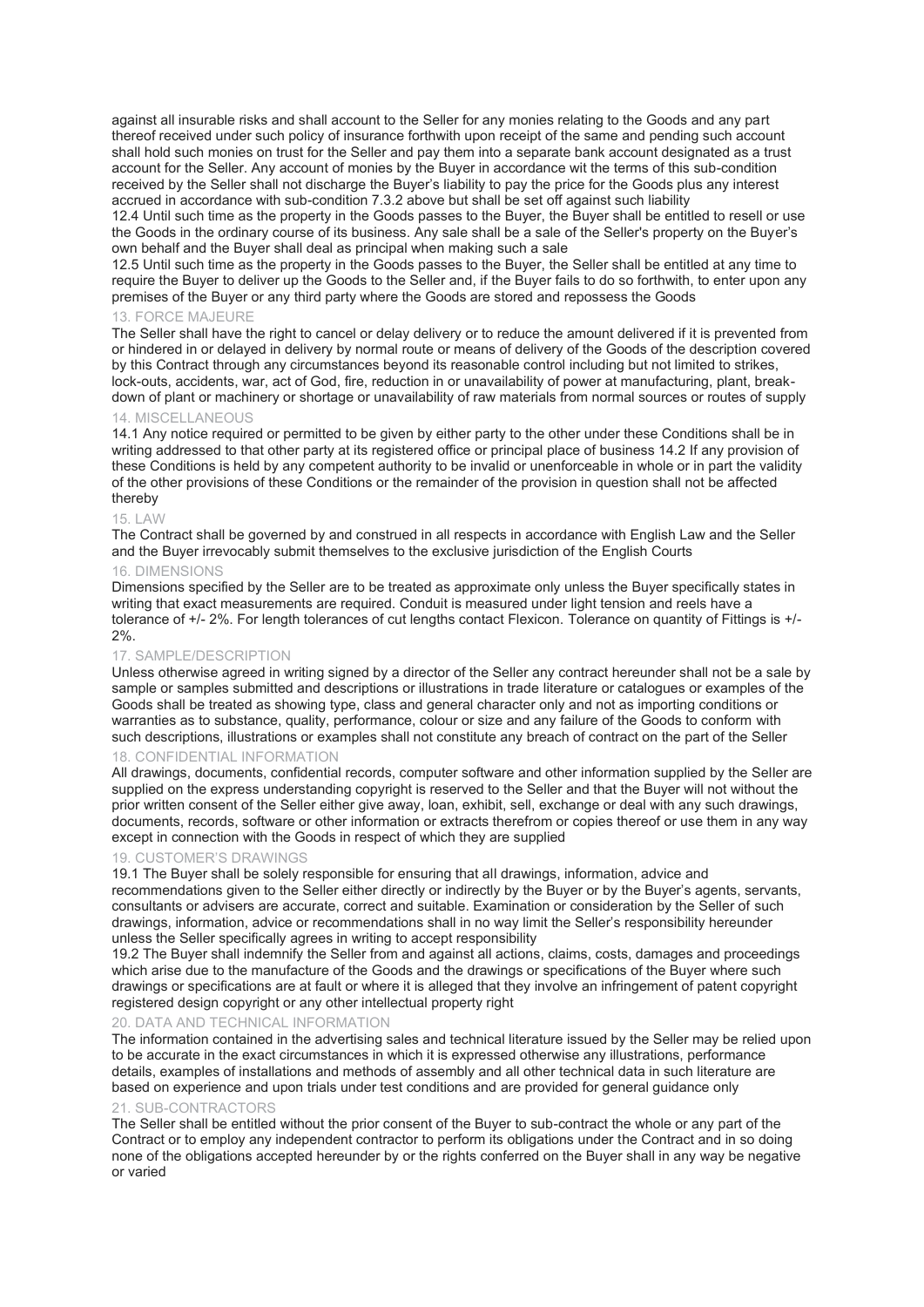against all insurable risks and shall account to the Seller for any monies relating to the Goods and any part thereof received under such policy of insurance forthwith upon receipt of the same and pending such account shall hold such monies on trust for the Seller and pay them into a separate bank account designated as a trust account for the Seller. Any account of monies by the Buyer in accordance wit the terms of this sub-condition received by the Seller shall not discharge the Buyer's liability to pay the price for the Goods plus any interest accrued in accordance with sub-condition 7.3.2 above but shall be set off against such liability

12.4 Until such time as the property in the Goods passes to the Buyer, the Buyer shall be entitled to resell or use the Goods in the ordinary course of its business. Any sale shall be a sale of the Seller's property on the Buyer's own behalf and the Buyer shall deal as principal when making such a sale

12.5 Until such time as the property in the Goods passes to the Buyer, the Seller shall be entitled at any time to require the Buyer to deliver up the Goods to the Seller and, if the Buyer fails to do so forthwith, to enter upon any premises of the Buyer or any third party where the Goods are stored and repossess the Goods

### 13. FORCE MAJEURE

The Seller shall have the right to cancel or delay delivery or to reduce the amount delivered if it is prevented from or hindered in or delayed in delivery by normal route or means of delivery of the Goods of the description covered by this Contract through any circumstances beyond its reasonable control including but not limited to strikes, lock-outs, accidents, war, act of God, fire, reduction in or unavailability of power at manufacturing, plant, break-down of plant or machinery or shortage or unavailability of raw materials from normal sources or routes of supply

### 14. MISCELLANEOUS

14.1 Any notice required or permitted to be given by either party to the other under these Conditions shall be in writing addressed to that other party at its registered office or principal place of business 14.2 If any provision of these Conditions is held by any competent authority to be invalid or unenforceable in whole or in part the validity of the other provisions of these Conditions or the remainder of the provision in question shall not be affected thereby

### 15. LAW

The Contract shall be governed by and construed in all respects in accordance with English Law and the Seller and the Buyer irrevocably submit themselves to the exclusive jurisdiction of the English Courts

### 16. DIMENSIONS

Dimensions specified by the Seller are to be treated as approximate only unless the Buyer specifically states in writing that exact measurements are required. Conduit is measured under light tension and reels have a tolerance of +/- 2%. For length tolerances of cut lengths contact Flexicon. Tolerance on quantity of Fittings is +/- 2%.

### 17. SAMPLE/DESCRIPTION

Unless otherwise agreed in writing signed by a director of the Seller any contract hereunder shall not be a sale by sample or samples submitted and descriptions or illustrations in trade literature or catalogues or examples of the Goods shall be treated as showing type, class and general character only and not as importing conditions or warranties as to substance, quality, performance, colour or size and any failure of the Goods to conform with such descriptions, illustrations or examples shall not constitute any breach of contract on the part of the Seller

### 18. CONFIDENTIAL INFORMATION

All drawings, documents, confidential records, computer software and other information supplied by the Seller are supplied on the express understanding copyright is reserved to the Seller and that the Buyer will not without the prior written consent of the Seller either give away, loan, exhibit, sell, exchange or deal with any such drawings, documents, records, software or other information or extracts therefrom or copies thereof or use them in any way except in connection with the Goods in respect of which they are supplied

### 19. CUSTOMER'S DRAWINGS

19.1 The Buyer shall be solely responsible for ensuring that all drawings, information, advice and recommendations given to the Seller either directly or indirectly by the Buyer or by the Buyer's agents, servants, consultants or advisers are accurate, correct and suitable. Examination or consideration by the Seller of such drawings, information, advice or recommendations shall in no way limit the Seller's responsibility hereunder unless the Seller specifically agrees in writing to accept responsibility

19.2 The Buyer shall indemnify the Seller from and against all actions, claims, costs, damages and proceedings which arise due to the manufacture of the Goods and the drawings or specifications of the Buyer where such drawings or specifications are at fault or where it is alleged that they involve an infringement of patent copyright registered design copyright or any other intellectual property right

### 20. DATA AND TECHNICAL INFORMATION

The information contained in the advertising sales and technical literature issued by the Seller may be relied upon to be accurate in the exact circumstances in which it is expressed otherwise any illustrations, performance details, examples of installations and methods of assembly and all other technical data in such literature are based on experience and upon trials under test conditions and are provided for general guidance only

### 21. SUB-CONTRACTORS

The Seller shall be entitled without the prior consent of the Buyer to sub-contract the whole or any part of the Contract or to employ any independent contractor to perform its obligations under the Contract and in so doing none of the obligations accepted hereunder by or the rights conferred on the Buyer shall in any way be negative or varied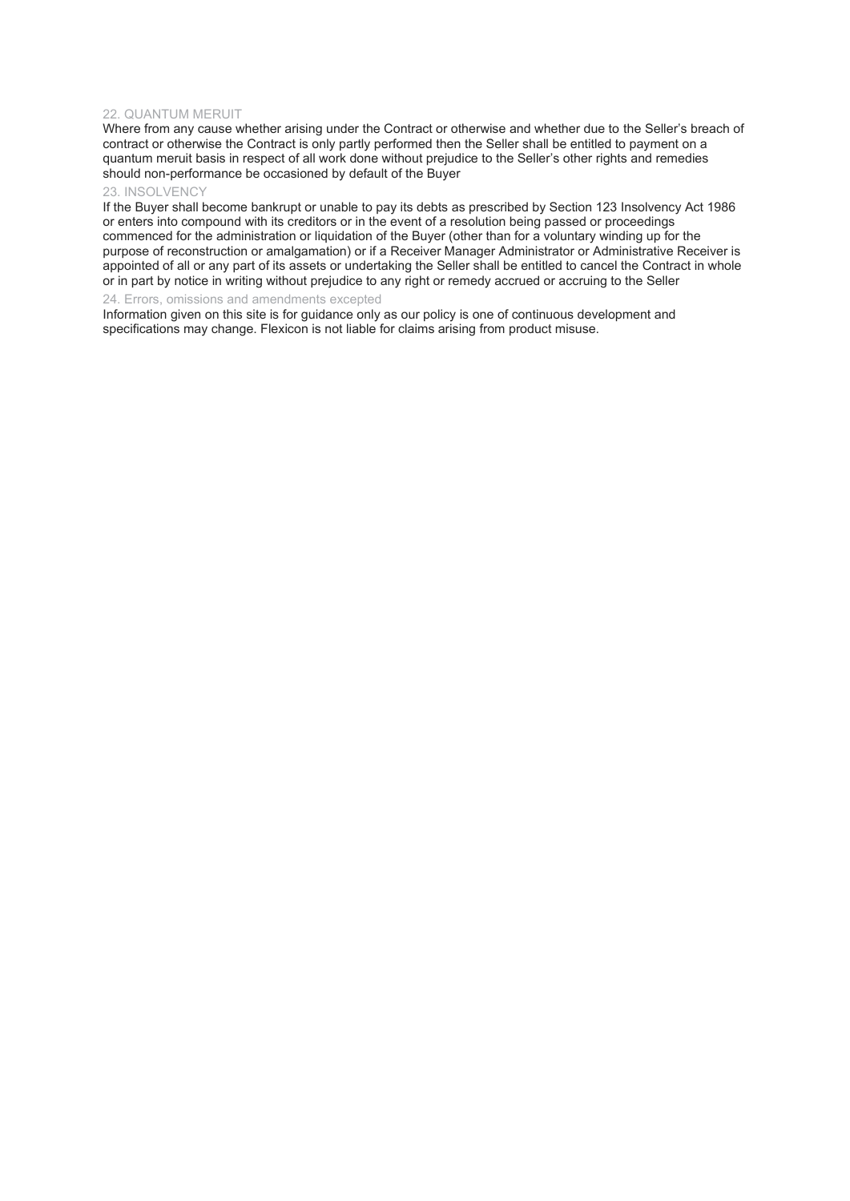### 22. QUANTUM MERUIT

Where from any cause whether arising under the Contract or otherwise and whether due to the Seller's breach of contract or otherwise the Contract is only partly performed then the Seller shall be entitled to payment on a quantum meruit basis in respect of all work done without prejudice to the Seller's other rights and remedies should non-performance be occasioned by default of the Buyer

### 23. INSOLVENCY

If the Buyer shall become bankrupt or unable to pay its debts as prescribed by Section 123 Insolvency Act 1986 or enters into compound with its creditors or in the event of a resolution being passed or proceedings commenced for the administration or liquidation of the Buyer (other than for a voluntary winding up for the purpose of reconstruction or amalgamation) or if a Receiver Manager Administrator or Administrative Receiver is appointed of all or any part of its assets or undertaking the Seller shall be entitled to cancel the Contract in whole or in part by notice in writing without prejudice to any right or remedy accrued or accruing to the Seller

### 24. Errors, omissions and amendments excepted

Information given on this site is for guidance only as our policy is one of continuous development and specifications may change. Flexicon is not liable for claims arising from product misuse.